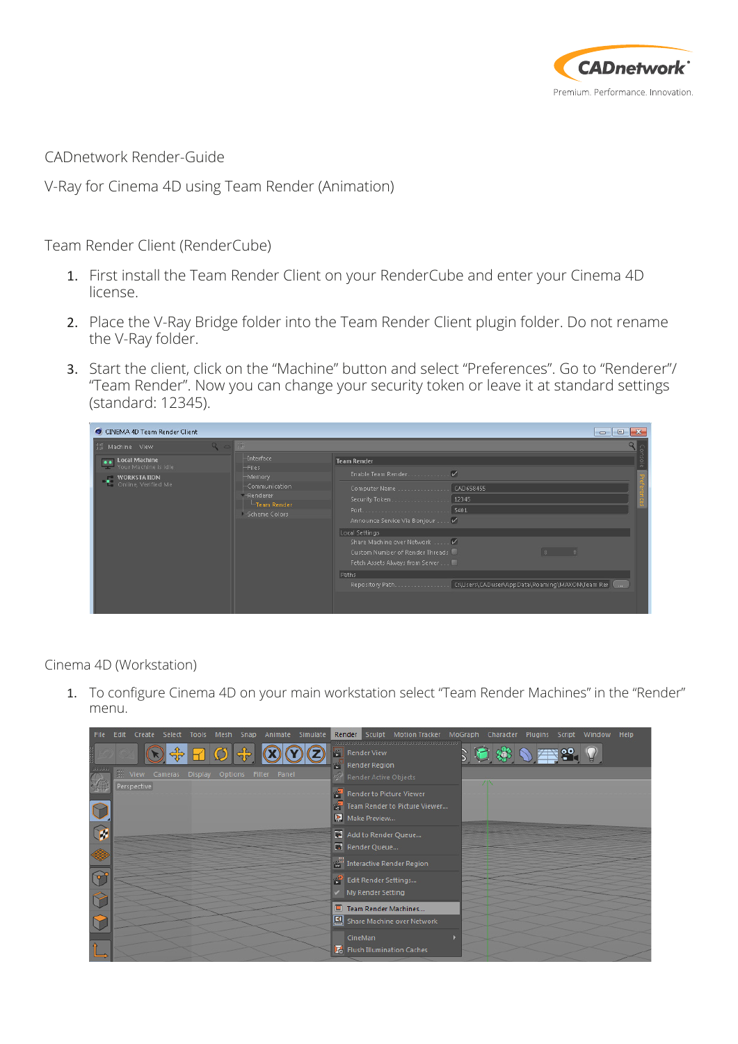CADnetwork Render-Guide

V-Ray for Cinema 4D using Team Render (Animation)

Team Render Client (RenderCube)

1. First install the Team Render Client on your RenderCube and enter your Cinema 4D license.
2. Place the V-Ray Bridge folder into the Team Render Client plugin folder. Do not rename the V-Ray folder.
3. Start the client, click on the "Machine" button and select "Preferences". Go to "Renderer"/ "Team Render". Now you can change your security token or leave it at standard settings (standard: 12345).

Cinema 4D (Workstation)

1. To configure Cinema 4D on your main workstation select "Team Render Machines" in the "Render" menu.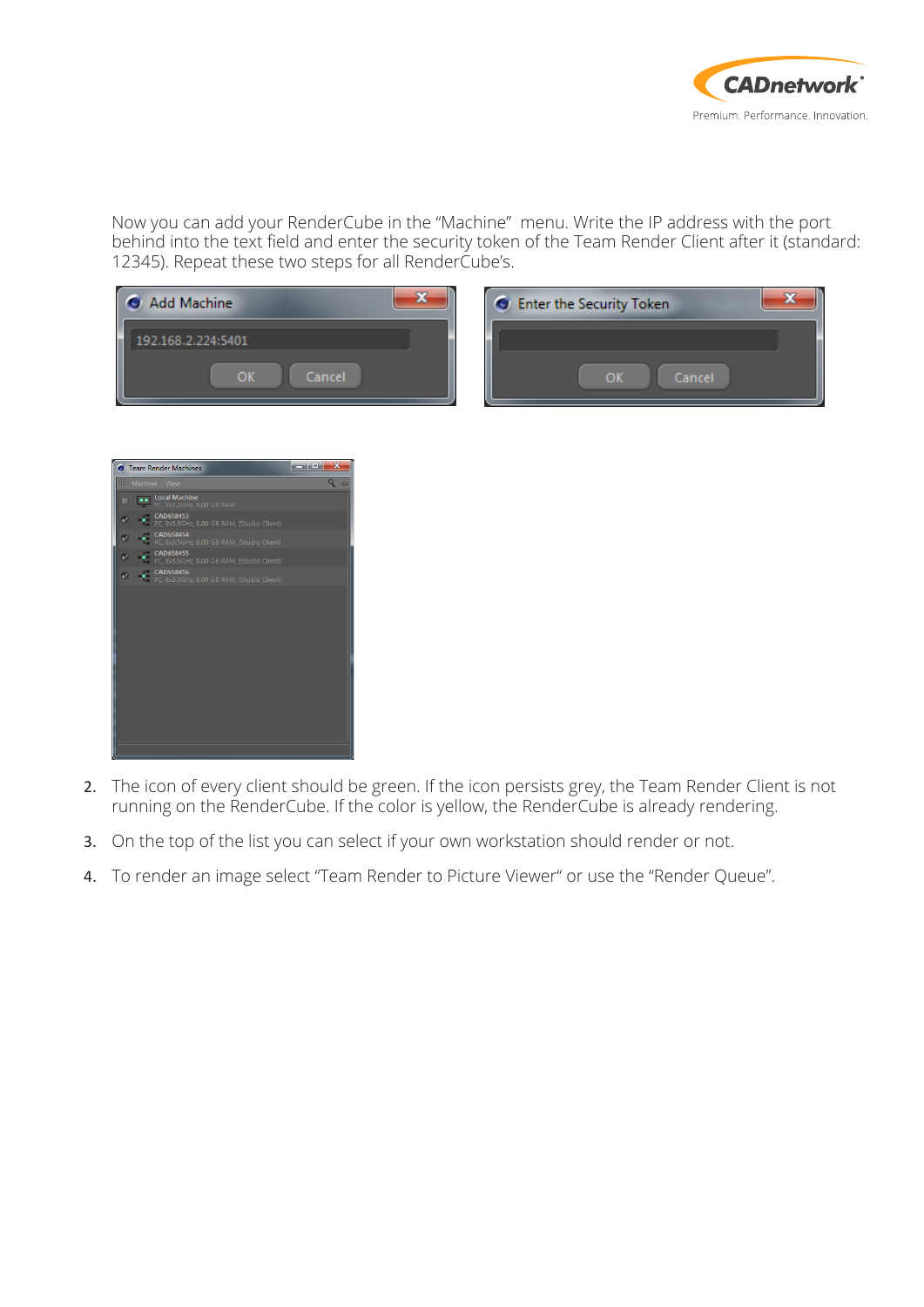Now you can add your RenderCube in the "Machine" menu. Write the IP address with the port behind into the text field and enter the security token of the Team Render Client after it (standard: 12345). Repeat these two steps for all RenderCube's.

2. The icon of every client should be green. If the icon persists grey, the Team Render Client is not running on the RenderCube. If the color is yellow, the RenderCube is already rendering.
3. On the top of the list you can select if your own workstation should render or not.
4. To render an image select "Team Render to Picture Viewer" or use the "Render Queue".